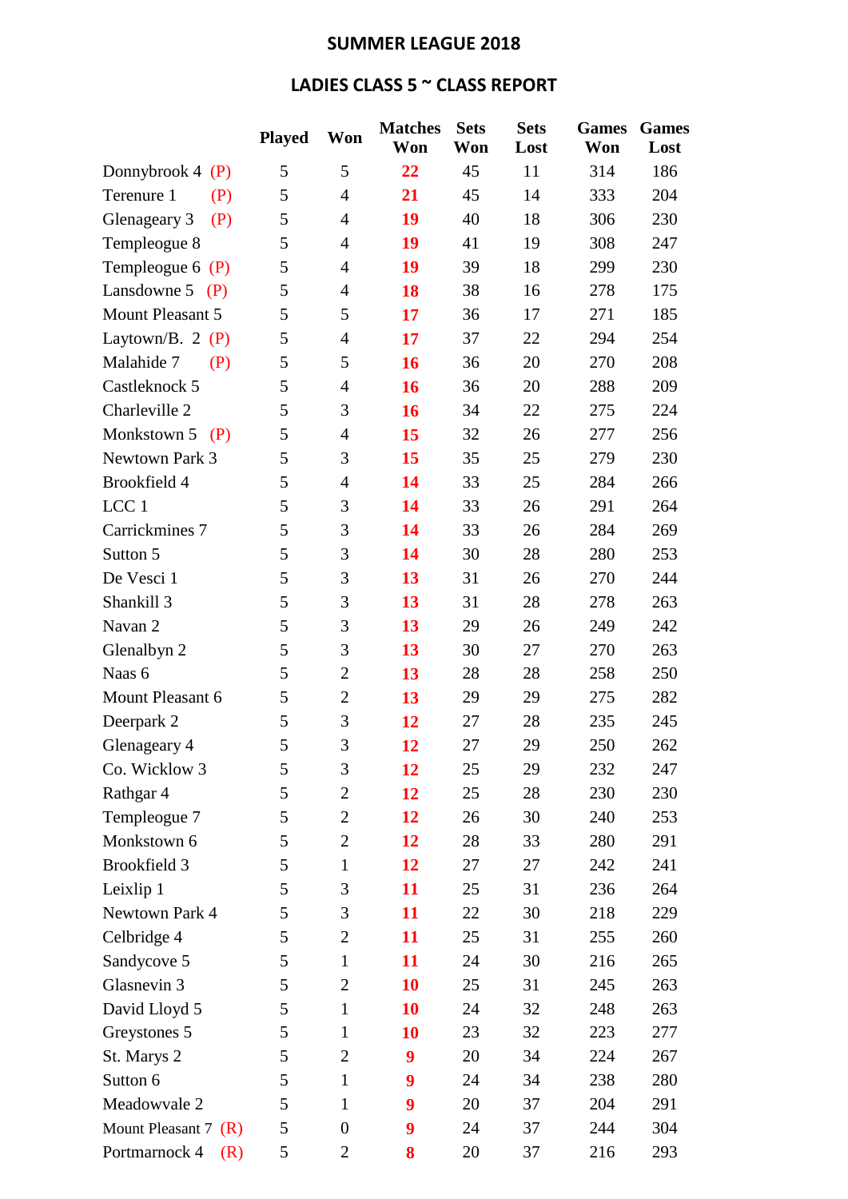# SUMMER LEAGUE 2018

## LADIES CLASS 5 ~ CLASS REPORT

| | Played | Won | Matches Won | Sets Won | Sets Lost | Games Won | Games Lost |
|---|---|---|---|---|---|---|---|
| Donnybrook 4 (P) | 5 | 5 | **22** | 45 | 11 | 314 | 186 |
| Terenure 1 (P) | 5 | 4 | **21** | 45 | 14 | 333 | 204 |
| Glenageary 3 (P) | 5 | 4 | **19** | 40 | 18 | 306 | 230 |
| Templeogue 8 | 5 | 4 | **19** | 41 | 19 | 308 | 247 |
| Templeogue 6 (P) | 5 | 4 | **19** | 39 | 18 | 299 | 230 |
| Lansdowne 5 (P) | 5 | 4 | **18** | 38 | 16 | 278 | 175 |
| Mount Pleasant 5 | 5 | 5 | **17** | 36 | 17 | 271 | 185 |
| Laytown/B. 2 (P) | 5 | 4 | **17** | 37 | 22 | 294 | 254 |
| Malahide 7 (P) | 5 | 5 | **16** | 36 | 20 | 270 | 208 |
| Castleknock 5 | 5 | 4 | **16** | 36 | 20 | 288 | 209 |
| Charleville 2 | 5 | 3 | **16** | 34 | 22 | 275 | 224 |
| Monkstown 5 (P) | 5 | 4 | **15** | 32 | 26 | 277 | 256 |
| Newtown Park 3 | 5 | 3 | **15** | 35 | 25 | 279 | 230 |
| Brookfield 4 | 5 | 4 | **14** | 33 | 25 | 284 | 266 |
| LCC 1 | 5 | 3 | **14** | 33 | 26 | 291 | 264 |
| Carrickmines 7 | 5 | 3 | **14** | 33 | 26 | 284 | 269 |
| Sutton 5 | 5 | 3 | **14** | 30 | 28 | 280 | 253 |
| De Vesci 1 | 5 | 3 | **13** | 31 | 26 | 270 | 244 |
| Shankill 3 | 5 | 3 | **13** | 31 | 28 | 278 | 263 |
| Navan 2 | 5 | 3 | **13** | 29 | 26 | 249 | 242 |
| Glenalbyn 2 | 5 | 3 | **13** | 30 | 27 | 270 | 263 |
| Naas 6 | 5 | 2 | **13** | 28 | 28 | 258 | 250 |
| Mount Pleasant 6 | 5 | 2 | **13** | 29 | 29 | 275 | 282 |
| Deerpark 2 | 5 | 3 | **12** | 27 | 28 | 235 | 245 |
| Glenageary 4 | 5 | 3 | **12** | 27 | 29 | 250 | 262 |
| Co. Wicklow 3 | 5 | 3 | **12** | 25 | 29 | 232 | 247 |
| Rathgar 4 | 5 | 2 | **12** | 25 | 28 | 230 | 230 |
| Templeogue 7 | 5 | 2 | **12** | 26 | 30 | 240 | 253 |
| Monkstown 6 | 5 | 2 | **12** | 28 | 33 | 280 | 291 |
| Brookfield 3 | 5 | 1 | **12** | 27 | 27 | 242 | 241 |
| Leixlip 1 | 5 | 3 | **11** | 25 | 31 | 236 | 264 |
| Newtown Park 4 | 5 | 3 | **11** | 22 | 30 | 218 | 229 |
| Celbridge 4 | 5 | 2 | **11** | 25 | 31 | 255 | 260 |
| Sandycove 5 | 5 | 1 | **11** | 24 | 30 | 216 | 265 |
| Glasnevin 3 | 5 | 2 | **10** | 25 | 31 | 245 | 263 |
| David Lloyd 5 | 5 | 1 | **10** | 24 | 32 | 248 | 263 |
| Greystones 5 | 5 | 1 | **10** | 23 | 32 | 223 | 277 |
| St. Marys 2 | 5 | 2 | **9** | 20 | 34 | 224 | 267 |
| Sutton 6 | 5 | 1 | **9** | 24 | 34 | 238 | 280 |
| Meadowvale 2 | 5 | 1 | **9** | 20 | 37 | 204 | 291 |
| Mount Pleasant 7 (R) | 5 | 0 | **9** | 24 | 37 | 244 | 304 |
| Portmarnock 4 (R) | 5 | 2 | **8** | 20 | 37 | 216 | 293 |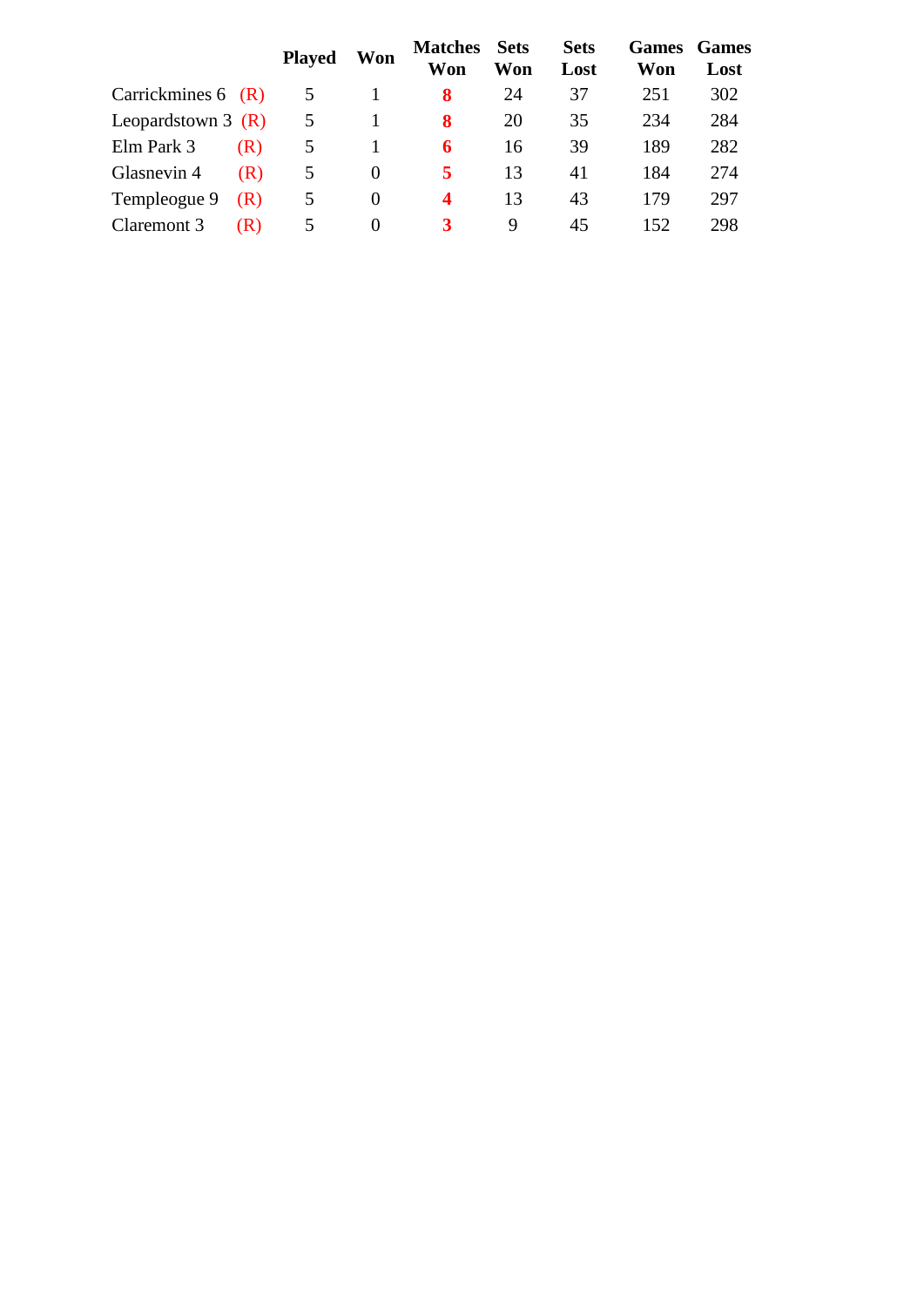| | | Played | Won | Matches Won | Sets Won | Sets Lost | Games Won | Games Lost |
|---|---|---|---|---|---|---|---|---|
| Carrickmines 6 | (R) | 5 | 1 | **8** | 24 | 37 | 251 | 302 |
| Leopardstown 3 | (R) | 5 | 1 | **8** | 20 | 35 | 234 | 284 |
| Elm Park 3 | (R) | 5 | 1 | **6** | 16 | 39 | 189 | 282 |
| Glasnevin 4 | (R) | 5 | 0 | **5** | 13 | 41 | 184 | 274 |
| Templeogue 9 | (R) | 5 | 0 | **4** | 13 | 43 | 179 | 297 |
| Claremont 3 | (R) | 5 | 0 | **3** | 9 | 45 | 152 | 298 |